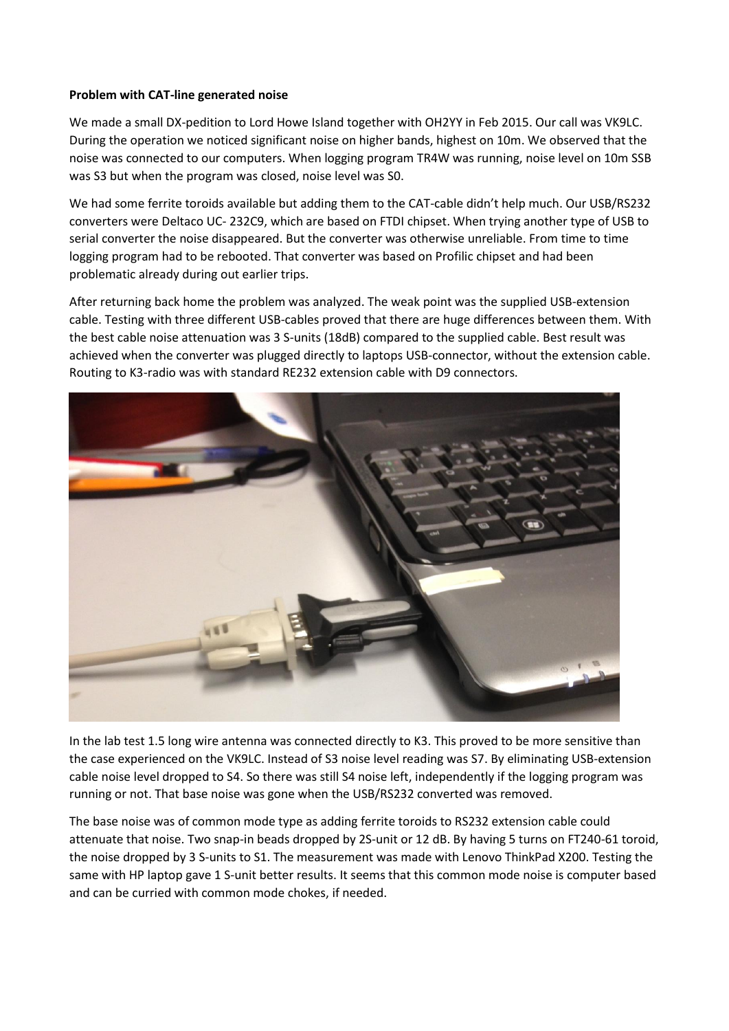**Problem with CAT-line generated noise**

We made a small DX-pedition to Lord Howe Island together with OH2YY in Feb 2015. Our call was VK9LC. During the operation we noticed significant noise on higher bands, highest on 10m. We observed that the noise was connected to our computers. When logging program TR4W was running, noise level on 10m SSB was S3 but when the program was closed, noise level was S0.

We had some ferrite toroids available but adding them to the CAT-cable didn't help much. Our USB/RS232 converters were Deltaco UC- 232C9, which are based on FTDI chipset. When trying another type of USB to serial converter the noise disappeared. But the converter was otherwise unreliable. From time to time logging program had to be rebooted. That converter was based on Profilic chipset and had been problematic already during out earlier trips.

After returning back home the problem was analyzed. The weak point was the supplied USB-extension cable. Testing with three different USB-cables proved that there are huge differences between them. With the best cable noise attenuation was 3 S-units (18dB) compared to the supplied cable. Best result was achieved when the converter was plugged directly to laptops USB-connector, without the extension cable. Routing to K3-radio was with standard RE232 extension cable with D9 connectors.

In the lab test 1.5 long wire antenna was connected directly to K3. This proved to be more sensitive than the case experienced on the VK9LC. Instead of S3 noise level reading was S7. By eliminating USB-extension cable noise level dropped to S4. So there was still S4 noise left, independently if the logging program was running or not. That base noise was gone when the USB/RS232 converted was removed.

The base noise was of common mode type as adding ferrite toroids to RS232 extension cable could attenuate that noise. Two snap-in beads dropped by 2S-unit or 12 dB. By having 5 turns on FT240-61 toroid, the noise dropped by 3 S-units to S1. The measurement was made with Lenovo ThinkPad X200. Testing the same with HP laptop gave 1 S-unit better results. It seems that this common mode noise is computer based and can be curried with common mode chokes, if needed.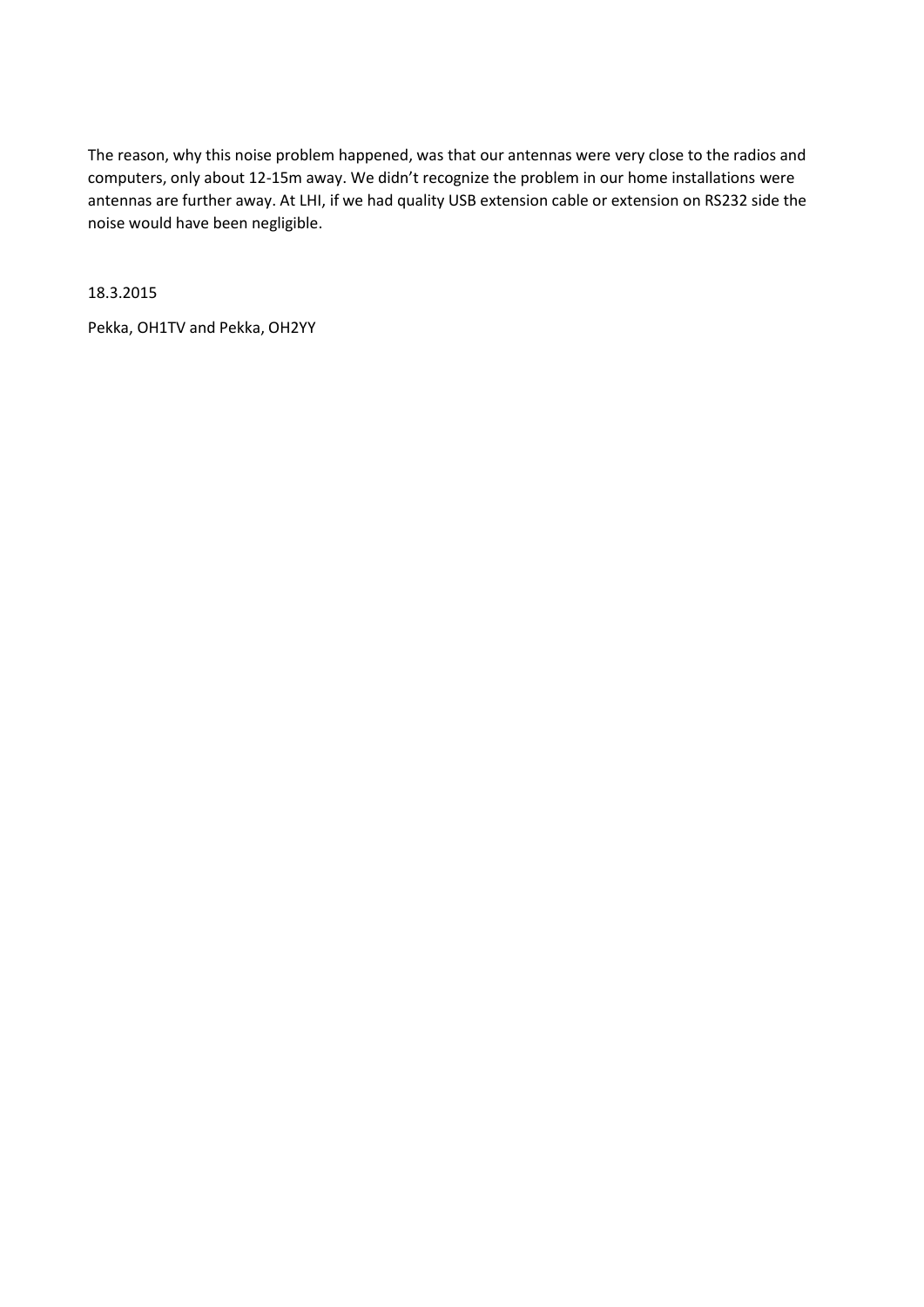The reason, why this noise problem happened, was that our antennas were very close to the radios and computers, only about 12-15m away. We didn't recognize the problem in our home installations were antennas are further away. At LHI, if we had quality USB extension cable or extension on RS232 side the noise would have been negligible.

18.3.2015

Pekka, OH1TV and Pekka, OH2YY